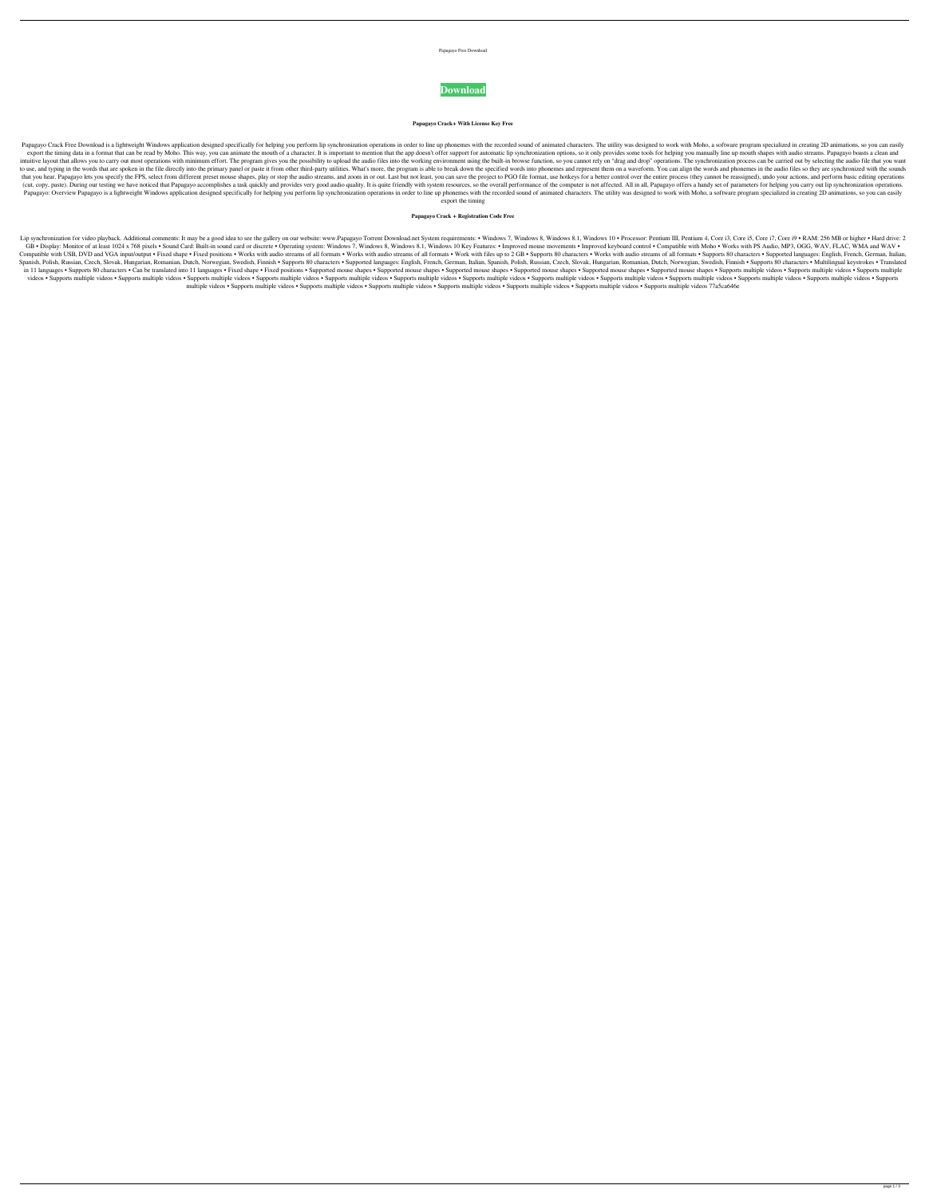Papagayo Free Download

**Download**

### Papagayo Crack+ With License Key Free

Papagayo Crack Free Download is a lightweight Windows application designed specifically for helping you perform lip synchronization operations in order to line up phonemes with the recorded sound of animated characters. The utility was designed to work with Moho, a software program specialized in creating 2D animations, so you can easily export the timing data in a format that can be read by Moho. This way, you can animate the mouth of a character. It is important to mention that the app doesn't offer support for automatic lip synchronization options, so it only provides some tools for helping you manually line up mouth shapes with audio streams. Papagayo boasts a clean and intuitive layout that allows you to carry out most operations with minimum effort. The program gives you the possibility to upload the audio files into the working environment using the built-in browse function, so you cannot rely on "drag and drop" operations. The synchronization process can be carried out by selecting the audio file that you want to use, and typing in the words that are spoken in the file directly into the primary panel or paste it from other third-party utilities. What's more, the program is able to break down the specified words into phonemes and represent them on a waveform. You can align the words and phonemes in the audio files so they are synchronized with the sounds that you hear. Papagayo lets you specify the FPS, select from different preset mouse shapes, play or stop the audio streams, and zoom in or out. Last but not least, you can save the project to PGO file format, use hotkeys for a better control over the entire process (they cannot be reassigned), undo your actions, and perform basic editing operations (cut, copy, paste). During our testing we have noticed that Papagayo accomplishes a task quickly and provides very good audio quality. It is quite friendly with system resources, so the overall performance of the computer is not affected. All in all, Papagayo offers a handy set of parameters for helping you carry out lip synchronization operations. Papagayo: Overview Papagayo is a lightweight Windows application designed specifically for helping you perform lip synchronization operations in order to line up phonemes with the recorded sound of animated characters. The utility was designed to work with Moho, a software program specialized in creating 2D animations, so you can easily export the timing

### Papagayo Crack + Registration Code Free

Lip synchronization for video playback. Additional comments: It may be a good idea to see the gallery on our website: www.Papagayo Torrent Download.net System requirements: • Windows 7, Windows 8, Windows 8.1, Windows 10 • Processor: Pentium III, Pentium 4, Core i3, Core i5, Core i7, Core i9 • RAM: 256 MB or higher • Hard drive: 2 GB • Display: Monitor of at least 1024 x 768 pixels • Sound Card: Built-in sound card or discrete • Operating system: Windows 7, Windows 8, Windows 8.1, Windows 10 Key Features: • Improved mouse movements • Improved keyboard control • Compatible with Moho • Works with PS Audio, MP3, OGG, WAV, FLAC, WMA and WAV • Compatible with USB, DVD and VGA input/output • Fixed shape • Fixed positions • Works with audio streams of all formats • Works with audio streams of all formats • Work with files up to 2 GB • Supports 80 characters • Works with audio streams of all formats • Supports 80 characters • Supported languages: English, French, German, Italian, Spanish, Polish, Russian, Czech, Slovak, Hungarian, Romanian, Dutch, Norwegian, Swedish, Finnish • Supports 80 characters • Supported languages: English, French, German, Italian, Spanish, Polish, Russian, Czech, Slovak, Hungarian, Romanian, Dutch, Norwegian, Swedish, Finnish • Supports 80 characters • Multilingual keystrokes • Translated in 11 languages • Supports 80 characters • Can be translated into 11 languages • Fixed shape • Fixed positions • Supported mouse shapes • Supported mouse shapes • Supported mouse shapes • Supported mouse shapes • Supported mouse shapes • Supported mouse shapes • Supports multiple videos • Supports multiple videos • Supports multiple videos • Supports multiple videos • Supports multiple videos • Supports multiple videos • Supports multiple videos • Supports multiple videos • Supports multiple videos • Supports multiple videos • Supports multiple videos • Supports multiple videos • Supports multiple videos • Supports multiple videos • Supports multiple videos • Supports multiple videos • Supports multiple videos • Supports multiple videos • Supports multiple videos • Supports multiple videos • Supports multiple videos • Supports multiple videos • Supports multiple videos 77a5ca646e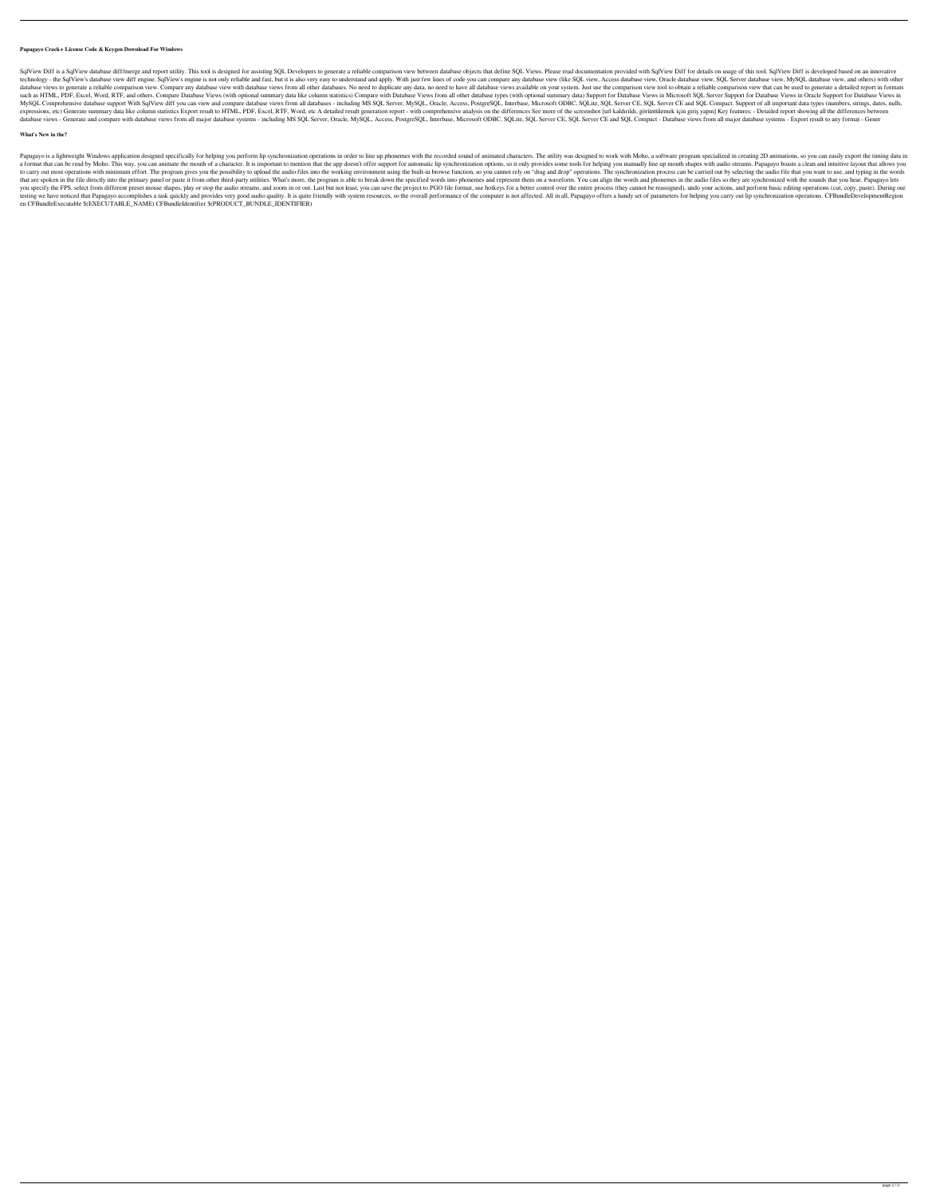**Papagayo Crack+ License Code & Keygen Download For Windows**

SqlView Diff is a SqlView database diff/merge and report utility. This tool is designed for assisting SQL Developers to generate a reliable comparison view between database objects that define SQL Views. Please read documentation provided with SqlView Diff for details on usage of this tool. SqlView Diff is developed based on an innovative technology - the SqlView's database view diff engine. SqlView's engine is not only reliable and fast, but it is also very easy to understand and apply. With just few lines of code you can compare any database view (like SQL view, Access database view, Oracle database view, SQL Server database view, MySQL database view, and others) with other database views to generate a reliable comparison view. Compare any database view with database views from all other databases. No need to duplicate any data, no need to have all database views available on your system. Just use the comparison view tool to obtain a reliable comparison view that can be used to generate a detailed report in formats such as HTML, PDF, Excel, Word, RTF, and others. Compare Database Views (with optional summary data like column statistics) Compare with Database Views from all other database types (with optional summary data) Support for Database Views in Microsoft SQL Server Support for Database Views in Oracle Support for Database Views in MySQL Comprehensive database support With SqlView diff you can view and compare database views from all databases - including MS SQL Server, MySQL, Oracle, Access, PostgreSQL, Interbase, Microsoft ODBC, SQLite, SQL Server CE, SQL Server CE and SQL Compact. Support of all important data types (numbers, strings, dates, nulls, expressions, etc) Generate summary data like column statistics Export result to HTML, PDF, Excel, RTF, Word, etc A detailed result generation report - with comprehensive analysis on the differences See more of the screenshot [url kaldırıldı, görüntülemek için giriş yapın] Key features: - Detailed report showing all the differences between database views - Generate and compare with database views from all major database systems - including MS SQL Server, Oracle, MySQL, Access, PostgreSQL, Interbase, Microsoft ODBC, SQLite, SQL Server CE, SQL Server CE and SQL Compact - Database views from all major database systems - Export result to any format - Gener

**What's New in the?**

Papagayo is a lightweight Windows application designed specifically for helping you perform lip synchronization operations in order to line up phonemes with the recorded sound of animated characters. The utility was designed to work with Moho, a software program specialized in creating 2D animations, so you can easily export the timing data in a format that can be read by Moho. This way, you can animate the mouth of a character. It is important to mention that the app doesn't offer support for automatic lip synchronization options, so it only provides some tools for helping you manually line up mouth shapes with audio streams. Papagayo boasts a clean and intuitive layout that allows you to carry out most operations with minimum effort. The program gives you the possibility to upload the audio files into the working environment using the built-in browse function, so you cannot rely on "drag and drop" operations. The synchronization process can be carried out by selecting the audio file that you want to use, and typing in the words that are spoken in the file directly into the primary panel or paste it from other third-party utilities. What's more, the program is able to break down the specified words into phonemes and represent them on a waveform. You can align the words and phonemes in the audio files so they are synchronized with the sounds that you hear. Papagayo lets you specify the FPS, select from different preset mouse shapes, play or stop the audio streams, and zoom in or out. Last but not least, you can save the project to PGO file format, use hotkeys for a better control over the entire process (they cannot be reassigned), undo your actions, and perform basic editing operations (cut, copy, paste). During our testing we have noticed that Papagayo accomplishes a task quickly and provides very good audio quality. It is quite friendly with system resources, so the overall performance of the computer is not affected. All in all, Papagayo offers a handy set of parameters for helping you carry out lip synchronization operations. CFBundleDevelopmentRegion en CFBundleExecutable $(EXECUTABLE_NAME) CFBundleIdentifier $(PRODUCT_BUNDLE_IDENTIFIER)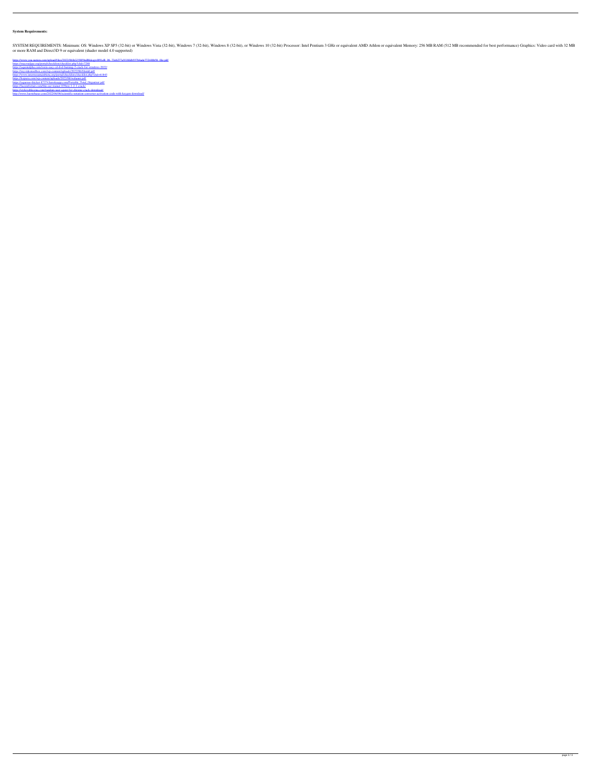**System Requirements:**

SYSTEM REQUIREMENTS: Minimum: OS: Windows XP SP3 (32-bit) or Windows Vista (32-bit), Windows 7 (32-bit), Windows 8 (32-bit), or Windows 10 (32-bit) Processor: Intel Pentium 3 GHz or equivalent AMD Athlon or equivalent Memory: 256 MB RAM (512 MB recommended for best performance) Graphics: Video card with 32 MB or more RAM and Direct3D 9 or equivalent (shader model 4.0 supported)

https://www.vsv-nation.com/upload/files/2022/06/hG15Hl9nBl6kqpvIPHoR_06_75eb272a511f6fb557b4adc772448b56_file.pdf
https://macroalgae.org/portal/checklists/checklist.php?clid=7288
https://saquatalpha.com/rosis-easy-cd-dvd-burning-2-crack-for-windows-2022/
https://myvideotoolbox.com/wp-content/uploads/2022/06/fiedd.pdf
https://www.intermountainbiota.org/portal/checklists/checklist.php?clid=61843
https://icopraro.com/wp-content/uploads/2022/06/wolaum.pdf
https://squeeze-thicket-87374.herokuapp.com/Portable_Total_Organizer.pdf
https://lacomfortair.com/thi-ear-trainer-039ws-1-2-1-crack/
https://styleriver.com/random-user-agent-for-chrome-crack-download/
http://www.hacriebazar.com/2022/06/06/scientific-notation-converter-activation-code-with-keygen-download/